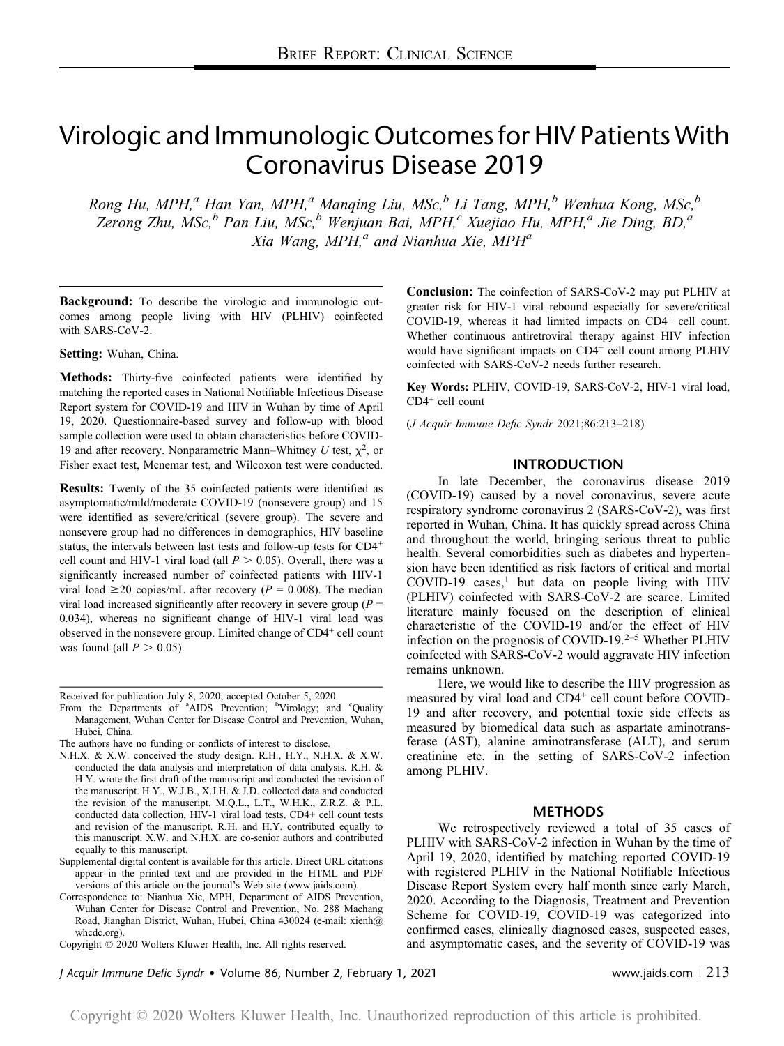# Virologic and Immunologic Outcomes for HIV Patients With Coronavirus Disease 2019

*Rong Hu, MPH,[a] Han Yan, MPH,[a] Manqing Liu, MSc,[b] Li Tang, MPH,[b] Wenhua Kong, MSc,[b] Zerong Zhu, MSc,[b] Pan Liu, MSc,[b] Wenjuan Bai, MPH,[c] Xuejiao Hu, MPH,[a] Jie Ding, BD,[a] Xia Wang, MPH,[a] and Nianhua Xie, MPH[a]*

**Background:** To describe the virologic and immunologic outcomes among people living with HIV (PLHIV) coinfected with SARS-CoV-2.

**Setting:** Wuhan, China.

**Methods:** Thirty-five coinfected patients were identified by matching the reported cases in National Notifiable Infectious Disease Report system for COVID-19 and HIV in Wuhan by time of April 19, 2020. Questionnaire-based survey and follow-up with blood sample collection were used to obtain characteristics before COVID-19 and after recovery. Nonparametric Mann–Whitney *U* test, $\chi^2$, or Fisher exact test, Mcnemar test, and Wilcoxon test were conducted.

**Results:** Twenty of the 35 coinfected patients were identified as asymptomatic/mild/moderate COVID-19 (nonsevere group) and 15 were identified as severe/critical (severe group). The severe and nonsevere group had no differences in demographics, HIV baseline status, the intervals between last tests and follow-up tests for $CD4^+$ cell count and HIV-1 viral load (all $P > 0.05$). Overall, there was a significantly increased number of coinfected patients with HIV-1 viral load ≥20 copies/mL after recovery ($P = 0.008$). The median viral load increased significantly after recovery in severe group ($P = 0.034$), whereas no significant change of HIV-1 viral load was observed in the nonsevere group. Limited change of $CD4^+$ cell count was found (all $P > 0.05$).

**Conclusion:** The coinfection of SARS-CoV-2 may put PLHIV at greater risk for HIV-1 viral rebound especially for severe/critical COVID-19, whereas it had limited impacts on $CD4^+$ cell count. Whether continuous antiretroviral therapy against HIV infection would have significant impacts on $CD4^+$ cell count among PLHIV coinfected with SARS-CoV-2 needs further research.

**Key Words:** PLHIV, COVID-19, SARS-CoV-2, HIV-1 viral load, $CD4^+$ cell count

(*J Acquir Immune Defic Syndr* 2021;86:213–218)

Received for publication July 8, 2020; accepted October 5, 2020.

From the Departments of [a]AIDS Prevention; [b]Virology; and [c]Quality Management, Wuhan Center for Disease Control and Prevention, Wuhan, Hubei, China.

The authors have no funding or conflicts of interest to disclose.

N.H.X. & X.W. conceived the study design. R.H., H.Y., N.H.X. & X.W. conducted the data analysis and interpretation of data analysis. R.H. & H.Y. wrote the first draft of the manuscript and conducted the revision of the manuscript. H.Y., W.J.B., X.J.H. & J.D. collected data and conducted the revision of the manuscript. M.Q.L., L.T., W.H.K., Z.R.Z. & P.L. conducted data collection, HIV-1 viral load tests, CD4+ cell count tests and revision of the manuscript. R.H. and H.Y. contributed equally to this manuscript. X.W. and N.H.X. are co-senior authors and contributed equally to this manuscript.

Supplemental digital content is available for this article. Direct URL citations appear in the printed text and are provided in the HTML and PDF versions of this article on the journal's Web site (www.jaids.com).

Correspondence to: Nianhua Xie, MPH, Department of AIDS Prevention, Wuhan Center for Disease Control and Prevention, No. 288 Machang Road, Jianghan District, Wuhan, Hubei, China 430024 (e-mail: xienh@whcdc.org).

Copyright © 2020 Wolters Kluwer Health, Inc. All rights reserved.

## INTRODUCTION

In late December, the coronavirus disease 2019 (COVID-19) caused by a novel coronavirus, severe acute respiratory syndrome coronavirus 2 (SARS-CoV-2), was first reported in Wuhan, China. It has quickly spread across China and throughout the world, bringing serious threat to public health. Several comorbidities such as diabetes and hypertension have been identified as risk factors of critical and mortal COVID-19 cases,[1] but data on people living with HIV (PLHIV) coinfected with SARS-CoV-2 are scarce. Limited literature mainly focused on the description of clinical characteristic of the COVID-19 and/or the effect of HIV infection on the prognosis of COVID-19.[2–5] Whether PLHIV coinfected with SARS-CoV-2 would aggravate HIV infection remains unknown.

Here, we would like to describe the HIV progression as measured by viral load and $CD4^+$ cell count before COVID-19 and after recovery, and potential toxic side effects as measured by biomedical data such as aspartate aminotransferase (AST), alanine aminotransferase (ALT), and serum creatinine etc. in the setting of SARS-CoV-2 infection among PLHIV.

## METHODS

We retrospectively reviewed a total of 35 cases of PLHIV with SARS-CoV-2 infection in Wuhan by the time of April 19, 2020, identified by matching reported COVID-19 with registered PLHIV in the National Notifiable Infectious Disease Report System every half month since early March, 2020. According to the Diagnosis, Treatment and Prevention Scheme for COVID-19, COVID-19 was categorized into confirmed cases, clinically diagnosed cases, suspected cases, and asymptomatic cases, and the severity of COVID-19 was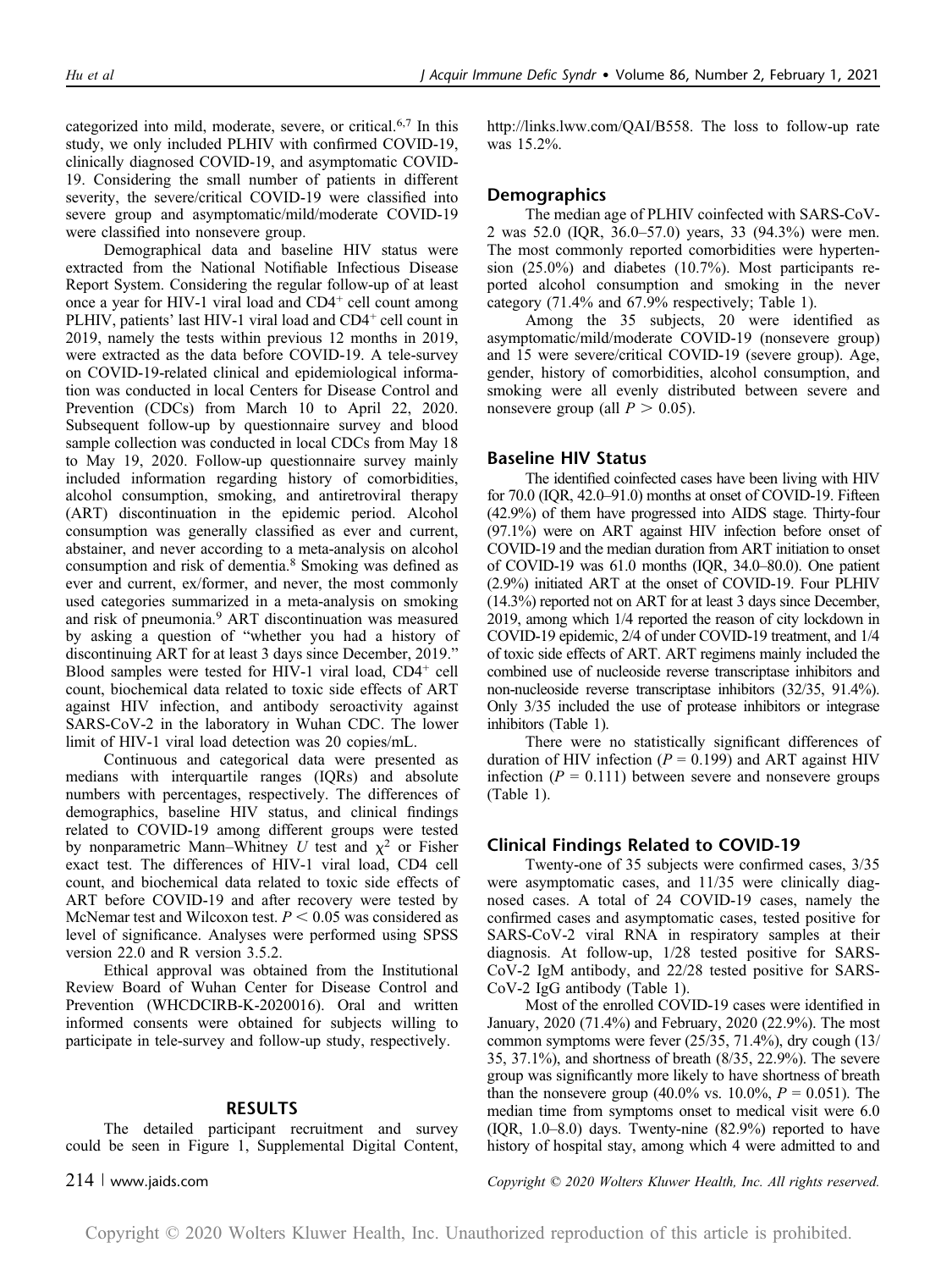categorized into mild, moderate, severe, or critical.[6,7] In this study, we only included PLHIV with confirmed COVID-19, clinically diagnosed COVID-19, and asymptomatic COVID-19. Considering the small number of patients in different severity, the severe/critical COVID-19 were classified into severe group and asymptomatic/mild/moderate COVID-19 were classified into nonsevere group.

Demographical data and baseline HIV status were extracted from the National Notifiable Infectious Disease Report System. Considering the regular follow-up of at least once a year for HIV-1 viral load and $CD4^+$ cell count among PLHIV, patients' last HIV-1 viral load and $CD4^+$ cell count in 2019, namely the tests within previous 12 months in 2019, were extracted as the data before COVID-19. A tele-survey on COVID-19-related clinical and epidemiological information was conducted in local Centers for Disease Control and Prevention (CDCs) from March 10 to April 22, 2020. Subsequent follow-up by questionnaire survey and blood sample collection was conducted in local CDCs from May 18 to May 19, 2020. Follow-up questionnaire survey mainly included information regarding history of comorbidities, alcohol consumption, smoking, and antiretroviral therapy (ART) discontinuation in the epidemic period. Alcohol consumption was generally classified as ever and current, abstainer, and never according to a meta-analysis on alcohol consumption and risk of dementia.[8] Smoking was defined as ever and current, ex/former, and never, the most commonly used categories summarized in a meta-analysis on smoking and risk of pneumonia.[9] ART discontinuation was measured by asking a question of "whether you had a history of discontinuing ART for at least 3 days since December, 2019." Blood samples were tested for HIV-1 viral load, $CD4^+$ cell count, biochemical data related to toxic side effects of ART against HIV infection, and antibody seroactivity against SARS-CoV-2 in the laboratory in Wuhan CDC. The lower limit of HIV-1 viral load detection was 20 copies/mL.

Continuous and categorical data were presented as medians with interquartile ranges (IQRs) and absolute numbers with percentages, respectively. The differences of demographics, baseline HIV status, and clinical findings related to COVID-19 among different groups were tested by nonparametric Mann–Whitney $U$ test and $\chi^2$ or Fisher exact test. The differences of HIV-1 viral load, CD4 cell count, and biochemical data related to toxic side effects of ART before COVID-19 and after recovery were tested by McNemar test and Wilcoxon test. $P < 0.05$ was considered as level of significance. Analyses were performed using SPSS version 22.0 and R version 3.5.2.

Ethical approval was obtained from the Institutional Review Board of Wuhan Center for Disease Control and Prevention (WHCDCIRB-K-2020016). Oral and written informed consents were obtained for subjects willing to participate in tele-survey and follow-up study, respectively.

## RESULTS

The detailed participant recruitment and survey could be seen in Figure 1, Supplemental Digital Content, http://links.lww.com/QAI/B558. The loss to follow-up rate was 15.2%.

### Demographics

The median age of PLHIV coinfected with SARS-CoV-2 was 52.0 (IQR, 36.0–57.0) years, 33 (94.3%) were men. The most commonly reported comorbidities were hypertension (25.0%) and diabetes (10.7%). Most participants reported alcohol consumption and smoking in the never category (71.4% and 67.9% respectively; Table 1).

Among the 35 subjects, 20 were identified as asymptomatic/mild/moderate COVID-19 (nonsevere group) and 15 were severe/critical COVID-19 (severe group). Age, gender, history of comorbidities, alcohol consumption, and smoking were all evenly distributed between severe and nonsevere group (all $P > 0.05$).

### Baseline HIV Status

The identified coinfected cases have been living with HIV for 70.0 (IQR, 42.0–91.0) months at onset of COVID-19. Fifteen (42.9%) of them have progressed into AIDS stage. Thirty-four (97.1%) were on ART against HIV infection before onset of COVID-19 and the median duration from ART initiation to onset of COVID-19 was 61.0 months (IQR, 34.0–80.0). One patient (2.9%) initiated ART at the onset of COVID-19. Four PLHIV (14.3%) reported not on ART for at least 3 days since December, 2019, among which 1/4 reported the reason of city lockdown in COVID-19 epidemic, 2/4 of under COVID-19 treatment, and 1/4 of toxic side effects of ART. ART regimens mainly included the combined use of nucleoside reverse transcriptase inhibitors and non-nucleoside reverse transcriptase inhibitors (32/35, 91.4%). Only 3/35 included the use of protease inhibitors or integrase inhibitors (Table 1).

There were no statistically significant differences of duration of HIV infection ($P = 0.199$) and ART against HIV infection ($P = 0.111$) between severe and nonsevere groups (Table 1).

### Clinical Findings Related to COVID-19

Twenty-one of 35 subjects were confirmed cases, 3/35 were asymptomatic cases, and 11/35 were clinically diagnosed cases. A total of 24 COVID-19 cases, namely the confirmed cases and asymptomatic cases, tested positive for SARS-CoV-2 viral RNA in respiratory samples at their diagnosis. At follow-up, 1/28 tested positive for SARS-CoV-2 IgM antibody, and 22/28 tested positive for SARS-CoV-2 IgG antibody (Table 1).

Most of the enrolled COVID-19 cases were identified in January, 2020 (71.4%) and February, 2020 (22.9%). The most common symptoms were fever (25/35, 71.4%), dry cough (13/35, 37.1%), and shortness of breath (8/35, 22.9%). The severe group was significantly more likely to have shortness of breath than the nonsevere group (40.0% vs. 10.0%, $P = 0.051$). The median time from symptoms onset to medical visit were 6.0 (IQR, 1.0–8.0) days. Twenty-nine (82.9%) reported to have history of hospital stay, among which 4 were admitted to and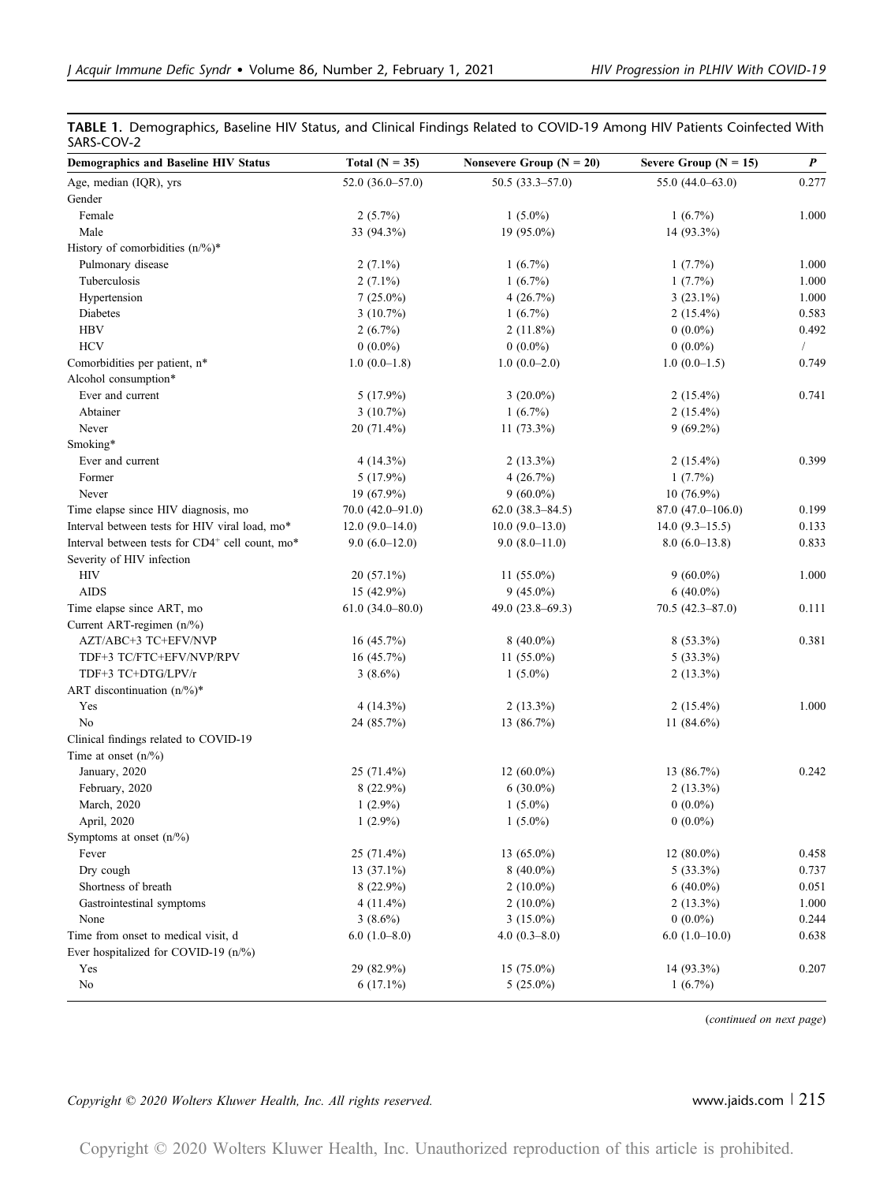**TABLE 1.** Demographics, Baseline HIV Status, and Clinical Findings Related to COVID-19 Among HIV Patients Coinfected With SARS-COV-2

| Demographics and Baseline HIV Status | Total (N = 35) | Nonsevere Group (N = 20) | Severe Group (N = 15) | *P* |
|---|---|---|---|---|
| Age, median (IQR), yrs | 52.0 (36.0–57.0) | 50.5 (33.3–57.0) | 55.0 (44.0–63.0) | 0.277 |
| Gender | | | | |
| Female | 2 (5.7%) | 1 (5.0%) | 1 (6.7%) | 1.000 |
| Male | 33 (94.3%) | 19 (95.0%) | 14 (93.3%) | |
| History of comorbidities (n/%)* | | | | |
| Pulmonary disease | 2 (7.1%) | 1 (6.7%) | 1 (7.7%) | 1.000 |
| Tuberculosis | 2 (7.1%) | 1 (6.7%) | 1 (7.7%) | 1.000 |
| Hypertension | 7 (25.0%) | 4 (26.7%) | 3 (23.1%) | 1.000 |
| Diabetes | 3 (10.7%) | 1 (6.7%) | 2 (15.4%) | 0.583 |
| HBV | 2 (6.7%) | 2 (11.8%) | 0 (0.0%) | 0.492 |
| HCV | 0 (0.0%) | 0 (0.0%) | 0 (0.0%) | / |
| Comorbidities per patient, n* | 1.0 (0.0–1.8) | 1.0 (0.0–2.0) | 1.0 (0.0–1.5) | 0.749 |
| Alcohol consumption* | | | | |
| Ever and current | 5 (17.9%) | 3 (20.0%) | 2 (15.4%) | 0.741 |
| Abtainer | 3 (10.7%) | 1 (6.7%) | 2 (15.4%) | |
| Never | 20 (71.4%) | 11 (73.3%) | 9 (69.2%) | |
| Smoking* | | | | |
| Ever and current | 4 (14.3%) | 2 (13.3%) | 2 (15.4%) | 0.399 |
| Former | 5 (17.9%) | 4 (26.7%) | 1 (7.7%) | |
| Never | 19 (67.9%) | 9 (60.0%) | 10 (76.9%) | |
| Time elapse since HIV diagnosis, mo | 70.0 (42.0–91.0) | 62.0 (38.3–84.5) | 87.0 (47.0–106.0) | 0.199 |
| Interval between tests for HIV viral load, mo* | 12.0 (9.0–14.0) | 10.0 (9.0–13.0) | 14.0 (9.3–15.5) | 0.133 |
| Interval between tests for $CD4^+$ cell count, mo* | 9.0 (6.0–12.0) | 9.0 (8.0–11.0) | 8.0 (6.0–13.8) | 0.833 |
| Severity of HIV infection | | | | |
| HIV | 20 (57.1%) | 11 (55.0%) | 9 (60.0%) | 1.000 |
| AIDS | 15 (42.9%) | 9 (45.0%) | 6 (40.0%) | |
| Time elapse since ART, mo | 61.0 (34.0–80.0) | 49.0 (23.8–69.3) | 70.5 (42.3–87.0) | 0.111 |
| Current ART-regimen (n/%) | | | | |
| AZT/ABC+3 TC+EFV/NVP | 16 (45.7%) | 8 (40.0%) | 8 (53.3%) | 0.381 |
| TDF+3 TC/FTC+EFV/NVP/RPV | 16 (45.7%) | 11 (55.0%) | 5 (33.3%) | |
| TDF+3 TC+DTG/LPV/r | 3 (8.6%) | 1 (5.0%) | 2 (13.3%) | |
| ART discontinuation (n/%)* | | | | |
| Yes | 4 (14.3%) | 2 (13.3%) | 2 (15.4%) | 1.000 |
| No | 24 (85.7%) | 13 (86.7%) | 11 (84.6%) | |
| Clinical findings related to COVID-19 | | | | |
| Time at onset (n/%) | | | | |
| January, 2020 | 25 (71.4%) | 12 (60.0%) | 13 (86.7%) | 0.242 |
| February, 2020 | 8 (22.9%) | 6 (30.0%) | 2 (13.3%) | |
| March, 2020 | 1 (2.9%) | 1 (5.0%) | 0 (0.0%) | |
| April, 2020 | 1 (2.9%) | 1 (5.0%) | 0 (0.0%) | |
| Symptoms at onset (n/%) | | | | |
| Fever | 25 (71.4%) | 13 (65.0%) | 12 (80.0%) | 0.458 |
| Dry cough | 13 (37.1%) | 8 (40.0%) | 5 (33.3%) | 0.737 |
| Shortness of breath | 8 (22.9%) | 2 (10.0%) | 6 (40.0%) | 0.051 |
| Gastrointestinal symptoms | 4 (11.4%) | 2 (10.0%) | 2 (13.3%) | 1.000 |
| None | 3 (8.6%) | 3 (15.0%) | 0 (0.0%) | 0.244 |
| Time from onset to medical visit, d | 6.0 (1.0–8.0) | 4.0 (0.3–8.0) | 6.0 (1.0–10.0) | 0.638 |
| Ever hospitalized for COVID-19 (n/%) | | | | |
| Yes | 29 (82.9%) | 15 (75.0%) | 14 (93.3%) | 0.207 |
| No | 6 (17.1%) | 5 (25.0%) | 1 (6.7%) | |

(*continued on next page*)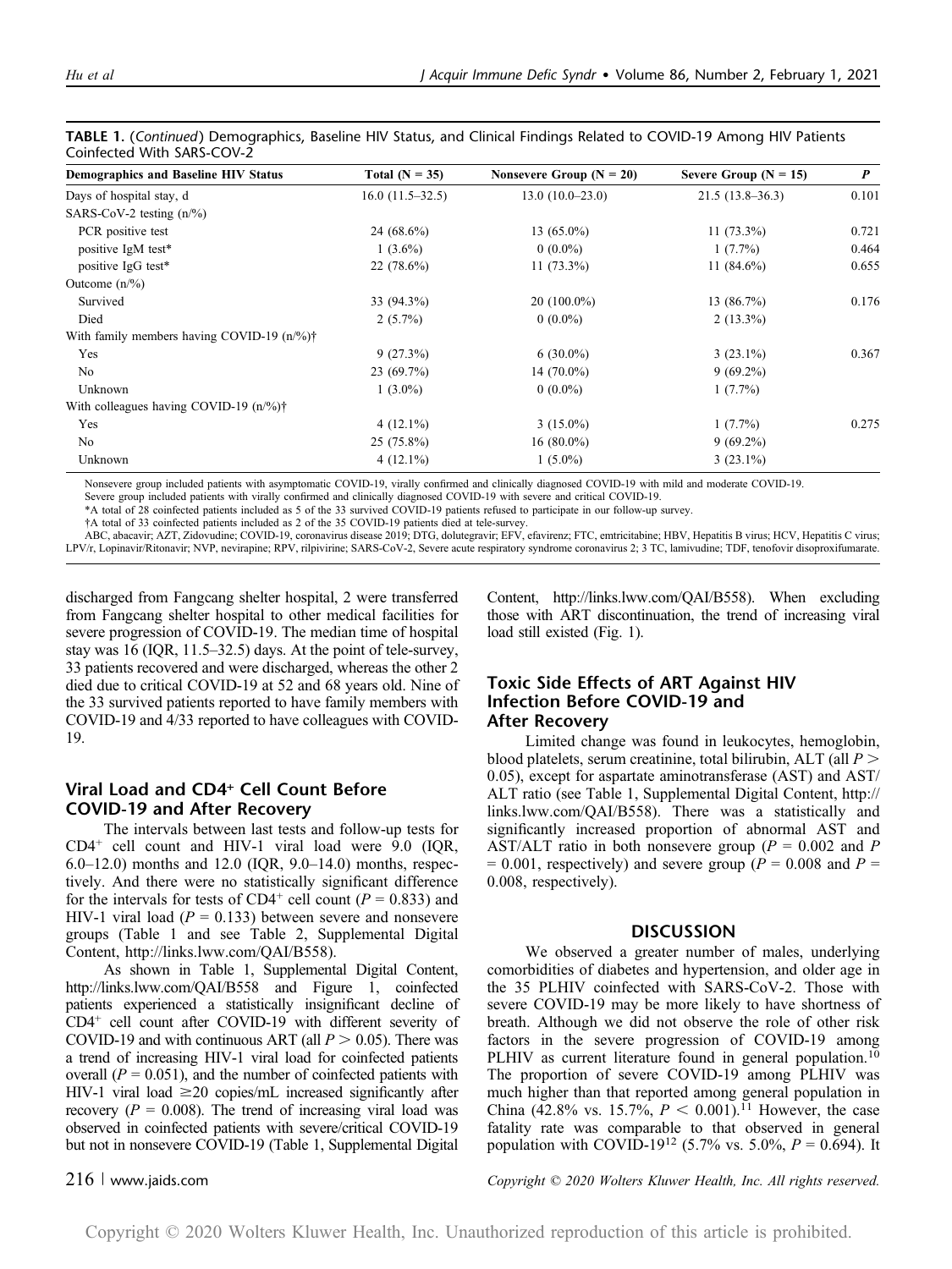**TABLE 1.** (*Continued*) Demographics, Baseline HIV Status, and Clinical Findings Related to COVID-19 Among HIV Patients Coinfected With SARS-COV-2

| Demographics and Baseline HIV Status | Total (N = 35) | Nonsevere Group (N = 20) | Severe Group (N = 15) | *P* |
|---|---|---|---|---|
| Days of hospital stay, d | 16.0 (11.5–32.5) | 13.0 (10.0–23.0) | 21.5 (13.8–36.3) | 0.101 |
| SARS-CoV-2 testing (n/%) | | | | |
| PCR positive test | 24 (68.6%) | 13 (65.0%) | 11 (73.3%) | 0.721 |
| positive IgM test* | 1 (3.6%) | 0 (0.0%) | 1 (7.7%) | 0.464 |
| positive IgG test* | 22 (78.6%) | 11 (73.3%) | 11 (84.6%) | 0.655 |
| Outcome (n/%) | | | | |
| Survived | 33 (94.3%) | 20 (100.0%) | 13 (86.7%) | 0.176 |
| Died | 2 (5.7%) | 0 (0.0%) | 2 (13.3%) | |
| With family members having COVID-19 (n/%)† | | | | |
| Yes | 9 (27.3%) | 6 (30.0%) | 3 (23.1%) | 0.367 |
| No | 23 (69.7%) | 14 (70.0%) | 9 (69.2%) | |
| Unknown | 1 (3.0%) | 0 (0.0%) | 1 (7.7%) | |
| With colleagues having COVID-19 (n/%)† | | | | |
| Yes | 4 (12.1%) | 3 (15.0%) | 1 (7.7%) | 0.275 |
| No | 25 (75.8%) | 16 (80.0%) | 9 (69.2%) | |
| Unknown | 4 (12.1%) | 1 (5.0%) | 3 (23.1%) | |

Nonsevere group included patients with asymptomatic COVID-19, virally confirmed and clinically diagnosed COVID-19 with mild and moderate COVID-19.

Severe group included patients with virally confirmed and clinically diagnosed COVID-19 with severe and critical COVID-19.

*A total of 28 coinfected patients included as 5 of the 33 survived COVID-19 patients refused to participate in our follow-up survey.

†A total of 33 coinfected patients included as 2 of the 35 COVID-19 patients died at tele-survey.

ABC, abacavir; AZT, Zidovudine; COVID-19, coronavirus disease 2019; DTG, dolutegravir; EFV, efavirenz; FTC, emtricitabine; HBV, Hepatitis B virus; HCV, Hepatitis C virus; LPV/r, Lopinavir/Ritonavir; NVP, nevirapine; RPV, rilpivirine; SARS-CoV-2, Severe acute respiratory syndrome coronavirus 2; 3 TC, lamivudine; TDF, tenofovir disoproxifumarate.

discharged from Fangcang shelter hospital, 2 were transferred from Fangcang shelter hospital to other medical facilities for severe progression of COVID-19. The median time of hospital stay was 16 (IQR, 11.5–32.5) days. At the point of tele-survey, 33 patients recovered and were discharged, whereas the other 2 died due to critical COVID-19 at 52 and 68 years old. Nine of the 33 survived patients reported to have family members with COVID-19 and 4/33 reported to have colleagues with COVID-19.

## Viral Load and CD4+ Cell Count Before COVID-19 and After Recovery

The intervals between last tests and follow-up tests for $CD4^+$ cell count and HIV-1 viral load were 9.0 (IQR, 6.0–12.0) months and 12.0 (IQR, 9.0–14.0) months, respectively. And there were no statistically significant difference for the intervals for tests of $CD4^+$ cell count ($P = 0.833$) and HIV-1 viral load ($P = 0.133$) between severe and nonsevere groups (Table 1 and see Table 2, Supplemental Digital Content, http://links.lww.com/QAI/B558).

As shown in Table 1, Supplemental Digital Content, http://links.lww.com/QAI/B558 and Figure 1, coinfected patients experienced a statistically insignificant decline of $CD4^+$ cell count after COVID-19 with different severity of COVID-19 and with continuous ART (all $P > 0.05$). There was a trend of increasing HIV-1 viral load for coinfected patients overall ($P = 0.051$), and the number of coinfected patients with HIV-1 viral load ≥20 copies/mL increased significantly after recovery ($P = 0.008$). The trend of increasing viral load was observed in coinfected patients with severe/critical COVID-19 but not in nonsevere COVID-19 (Table 1, Supplemental Digital Content, http://links.lww.com/QAI/B558). When excluding those with ART discontinuation, the trend of increasing viral load still existed (Fig. 1).

## Toxic Side Effects of ART Against HIV Infection Before COVID-19 and After Recovery

Limited change was found in leukocytes, hemoglobin, blood platelets, serum creatinine, total bilirubin, ALT (all $P > 0.05$), except for aspartate aminotransferase (AST) and AST/ALT ratio (see Table 1, Supplemental Digital Content, http://links.lww.com/QAI/B558). There was a statistically and significantly increased proportion of abnormal AST and AST/ALT ratio in both nonsevere group ($P = 0.002$ and $P = 0.001$, respectively) and severe group ($P = 0.008$ and $P = 0.008$, respectively).

## DISCUSSION

We observed a greater number of males, underlying comorbidities of diabetes and hypertension, and older age in the 35 PLHIV coinfected with SARS-CoV-2. Those with severe COVID-19 may be more likely to have shortness of breath. Although we did not observe the role of other risk factors in the severe progression of COVID-19 among PLHIV as current literature found in general population.[10] The proportion of severe COVID-19 among PLHIV was much higher than that reported among general population in China (42.8% vs. 15.7%, $P < 0.001$).[11] However, the case fatality rate was comparable to that observed in general population with COVID-19[12] (5.7% vs. 5.0%, $P = 0.694$). It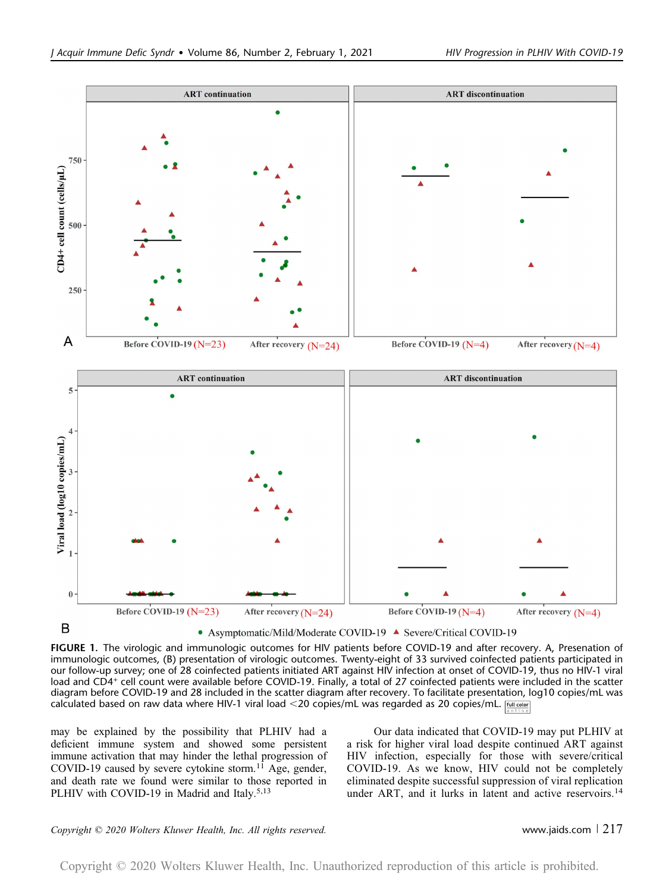**FIGURE 1.** The virologic and immunologic outcomes for HIV patients before COVID-19 and after recovery. A, Presenation of immunologic outcomes, (B) presentation of virologic outcomes. Twenty-eight of 33 survived coinfected patients participated in our follow-up survey; one of 28 coinfected patients initiated ART against HIV infection at onset of COVID-19, thus no HIV-1 viral load and CD4⁺ cell count were available before COVID-19. Finally, a total of 27 coinfected patients were included in the scatter diagram before COVID-19 and 28 included in the scatter diagram after recovery. To facilitate presentation, log10 copies/mL was calculated based on raw data where HIV-1 viral load <20 copies/mL was regarded as 20 copies/mL.

may be explained by the possibility that PLHIV had a deficient immune system and showed some persistent immune activation that may hinder the lethal progression of COVID-19 caused by severe cytokine storm.[11] Age, gender, and death rate we found were similar to those reported in PLHIV with COVID-19 in Madrid and Italy.[5,13]

Our data indicated that COVID-19 may put PLHIV at a risk for higher viral load despite continued ART against HIV infection, especially for those with severe/critical COVID-19. As we know, HIV could not be completely eliminated despite successful suppression of viral replication under ART, and it lurks in latent and active reservoirs.[14]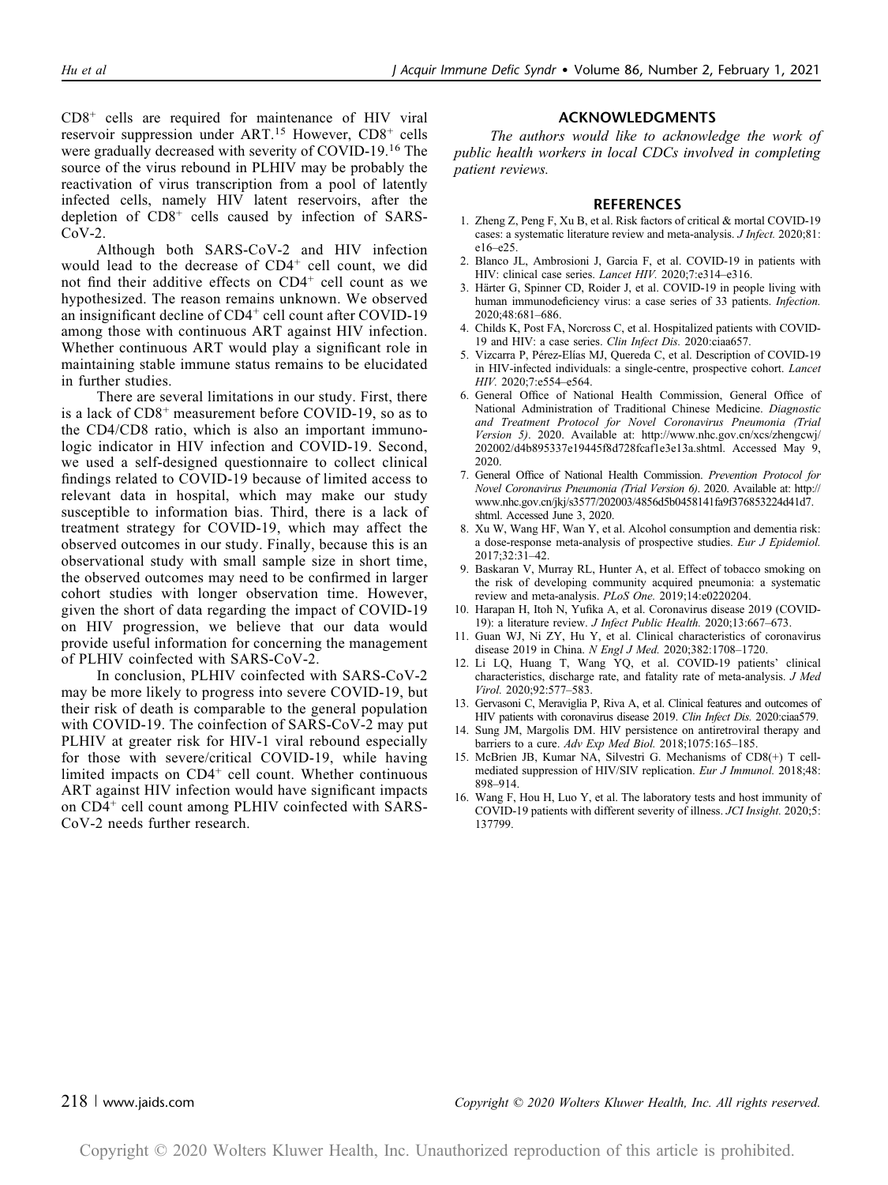$CD8^+$ cells are required for maintenance of HIV viral reservoir suppression under ART.[15] However, $CD8^+$ cells were gradually decreased with severity of COVID-19.[16] The source of the virus rebound in PLHIV may be probably the reactivation of virus transcription from a pool of latently infected cells, namely HIV latent reservoirs, after the depletion of $CD8^+$ cells caused by infection of SARS-CoV-2.

Although both SARS-CoV-2 and HIV infection would lead to the decrease of $CD4^+$ cell count, we did not find their additive effects on $CD4^+$ cell count as we hypothesized. The reason remains unknown. We observed an insignificant decline of $CD4^+$ cell count after COVID-19 among those with continuous ART against HIV infection. Whether continuous ART would play a significant role in maintaining stable immune status remains to be elucidated in further studies.

There are several limitations in our study. First, there is a lack of $CD8^+$ measurement before COVID-19, so as to the CD4/CD8 ratio, which is also an important immunologic indicator in HIV infection and COVID-19. Second, we used a self-designed questionnaire to collect clinical findings related to COVID-19 because of limited access to relevant data in hospital, which may make our study susceptible to information bias. Third, there is a lack of treatment strategy for COVID-19, which may affect the observed outcomes in our study. Finally, because this is an observational study with small sample size in short time, the observed outcomes may need to be confirmed in larger cohort studies with longer observation time. However, given the short of data regarding the impact of COVID-19 on HIV progression, we believe that our data would provide useful information for concerning the management of PLHIV coinfected with SARS-CoV-2.

In conclusion, PLHIV coinfected with SARS-CoV-2 may be more likely to progress into severe COVID-19, but their risk of death is comparable to the general population with COVID-19. The coinfection of SARS-CoV-2 may put PLHIV at greater risk for HIV-1 viral rebound especially for those with severe/critical COVID-19, while having limited impacts on $CD4^+$ cell count. Whether continuous ART against HIV infection would have significant impacts on $CD4^+$ cell count among PLHIV coinfected with SARS-CoV-2 needs further research.

## ACKNOWLEDGMENTS

*The authors would like to acknowledge the work of public health workers in local CDCs involved in completing patient reviews.*

## REFERENCES

1. Zheng Z, Peng F, Xu B, et al. Risk factors of critical & mortal COVID-19 cases: a systematic literature review and meta-analysis. *J Infect.* 2020;81:e16–e25.
2. Blanco JL, Ambrosioni J, Garcia F, et al. COVID-19 in patients with HIV: clinical case series. *Lancet HIV.* 2020;7:e314–e316.
3. Härter G, Spinner CD, Roider J, et al. COVID-19 in people living with human immunodeficiency virus: a case series of 33 patients. *Infection.* 2020;48:681–686.
4. Childs K, Post FA, Norcross C, et al. Hospitalized patients with COVID-19 and HIV: a case series. *Clin Infect Dis.* 2020:ciaa657.
5. Vizcarra P, Pérez-Elías MJ, Quereda C, et al. Description of COVID-19 in HIV-infected individuals: a single-centre, prospective cohort. *Lancet HIV.* 2020;7:e554–e564.
6. General Office of National Health Commission, General Office of National Administration of Traditional Chinese Medicine. *Diagnostic and Treatment Protocol for Novel Coronavirus Pneumonia (Trial Version 5)*. 2020. Available at: http://www.nhc.gov.cn/xcs/zhengcwj/202002/d4b895337e19445f8d728fcaf1e3e13a.shtml. Accessed May 9, 2020.
7. General Office of National Health Commission. *Prevention Protocol for Novel Coronavirus Pneumonia (Trial Version 6)*. 2020. Available at: http://www.nhc.gov.cn/jkj/s3577/202003/4856d5b0458141fa9f376853224d41d7.shtml. Accessed June 3, 2020.
8. Xu W, Wang HF, Wan Y, et al. Alcohol consumption and dementia risk: a dose-response meta-analysis of prospective studies. *Eur J Epidemiol.* 2017;32:31–42.
9. Baskaran V, Murray RL, Hunter A, et al. Effect of tobacco smoking on the risk of developing community acquired pneumonia: a systematic review and meta-analysis. *PLoS One.* 2019;14:e0220204.
10. Harapan H, Itoh N, Yufika A, et al. Coronavirus disease 2019 (COVID-19): a literature review. *J Infect Public Health.* 2020;13:667–673.
11. Guan WJ, Ni ZY, Hu Y, et al. Clinical characteristics of coronavirus disease 2019 in China. *N Engl J Med.* 2020;382:1708–1720.
12. Li LQ, Huang T, Wang YQ, et al. COVID-19 patients' clinical characteristics, discharge rate, and fatality rate of meta-analysis. *J Med Virol.* 2020;92:577–583.
13. Gervasoni C, Meraviglia P, Riva A, et al. Clinical features and outcomes of HIV patients with coronavirus disease 2019. *Clin Infect Dis.* 2020:ciaa579.
14. Sung JM, Margolis DM. HIV persistence on antiretroviral therapy and barriers to a cure. *Adv Exp Med Biol.* 2018;1075:165–185.
15. McBrien JB, Kumar NA, Silvestri G. Mechanisms of CD8(+) T cell-mediated suppression of HIV/SIV replication. *Eur J Immunol.* 2018;48:898–914.
16. Wang F, Hou H, Luo Y, et al. The laboratory tests and host immunity of COVID-19 patients with different severity of illness. *JCI Insight.* 2020;5:137799.